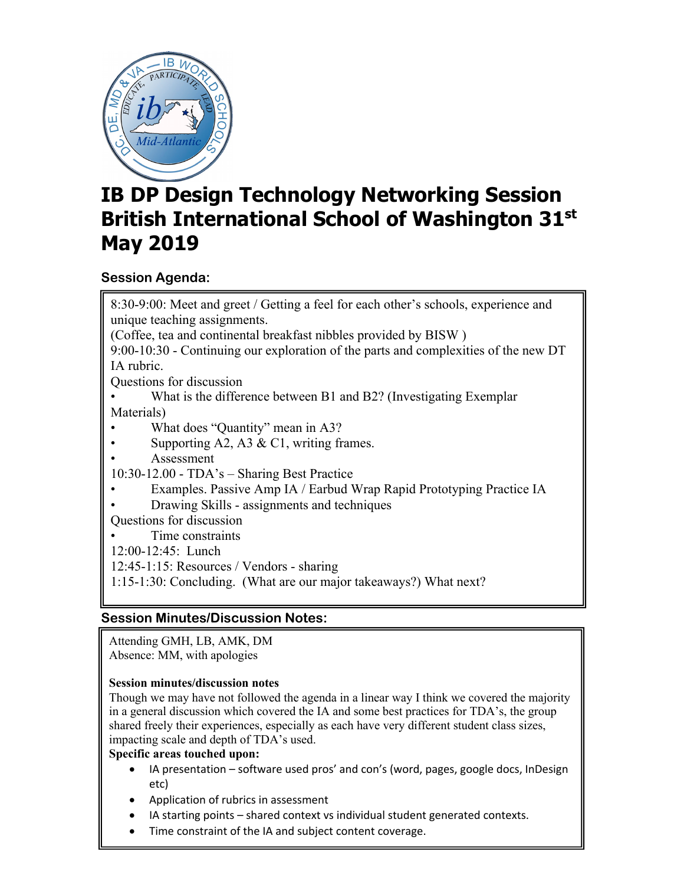# IB DP Design Technology Networking Session British International School of Washington 31st May 2019

### Session Agenda:

8:30-9:00: Meet and greet / Getting a feel for each other's schools, experience and unique teaching assignments.
(Coffee, tea and continental breakfast nibbles provided by BISW )
9:00-10:30 - Continuing our exploration of the parts and complexities of the new DT IA rubric.
Questions for discussion

- What is the difference between B1 and B2? (Investigating Exemplar Materials)
- What does "Quantity" mean in A3?
- Supporting A2, A3 & C1, writing frames.
- Assessment

10:30-12.00 - TDA's – Sharing Best Practice

- Examples. Passive Amp IA / Earbud Wrap Rapid Prototyping Practice IA
- Drawing Skills - assignments and techniques

Questions for discussion

- Time constraints

12:00-12:45: Lunch
12:45-1:15: Resources / Vendors - sharing
1:15-1:30: Concluding. (What are our major takeaways?) What next?

### Session Minutes/Discussion Notes:

Attending GMH, LB, AMK, DM
Absence: MM, with apologies

**Session minutes/discussion notes**

Though we may have not followed the agenda in a linear way I think we covered the majority in a general discussion which covered the IA and some best practices for TDA's, the group shared freely their experiences, especially as each have very different student class sizes, impacting scale and depth of TDA's used.

**Specific areas touched upon:**

- IA presentation – software used pros' and con's (word, pages, google docs, InDesign etc)
- Application of rubrics in assessment
- IA starting points – shared context vs individual student generated contexts.
- Time constraint of the IA and subject content coverage.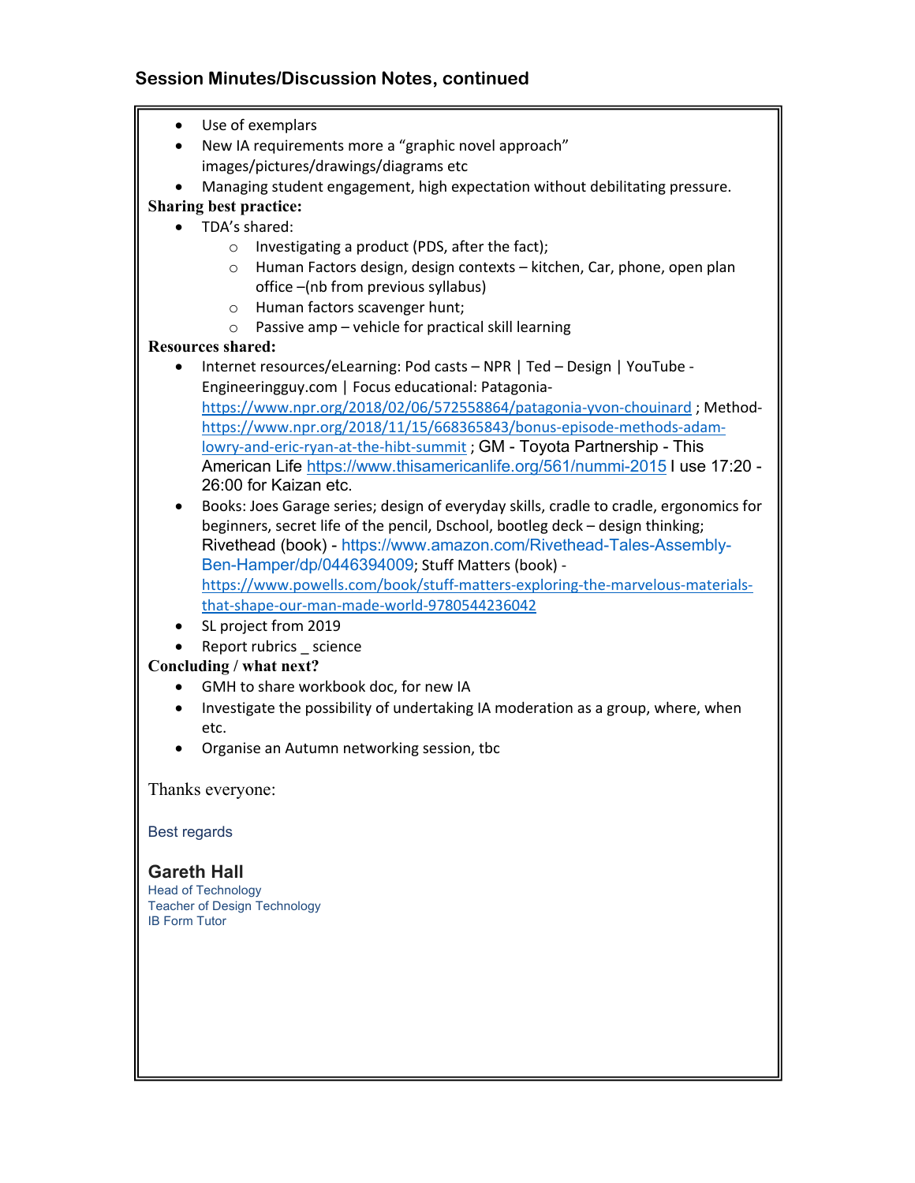## Session Minutes/Discussion Notes, continued

- Use of exemplars
- New IA requirements more a "graphic novel approach" images/pictures/drawings/diagrams etc
- Managing student engagement, high expectation without debilitating pressure.

**Sharing best practice:**

- TDA's shared:
  - Investigating a product (PDS, after the fact);
  - Human Factors design, design contexts – kitchen, Car, phone, open plan office –(nb from previous syllabus)
  - Human factors scavenger hunt;
  - Passive amp – vehicle for practical skill learning

**Resources shared:**

- Internet resources/eLearning: Pod casts – NPR | Ted – Design | YouTube - Engineeringguy.com | Focus educational: Patagonia- https://www.npr.org/2018/02/06/572558864/patagonia-yvon-chouinard ; Method- https://www.npr.org/2018/11/15/668365843/bonus-episode-methods-adam-lowry-and-eric-ryan-at-the-hibt-summit ; GM - Toyota Partnership - This American Life https://www.thisamericanlife.org/561/nummi-2015 I use 17:20 - 26:00 for Kaizan etc.
- Books: Joes Garage series; design of everyday skills, cradle to cradle, ergonomics for beginners, secret life of the pencil, Dschool, bootleg deck – design thinking; Rivethead (book) - https://www.amazon.com/Rivethead-Tales-Assembly-Ben-Hamper/dp/0446394009; Stuff Matters (book) - https://www.powells.com/book/stuff-matters-exploring-the-marvelous-materials-that-shape-our-man-made-world-9780544236042
- SL project from 2019
- Report rubrics _ science

**Concluding / what next?**

- GMH to share workbook doc, for new IA
- Investigate the possibility of undertaking IA moderation as a group, where, when etc.
- Organise an Autumn networking session, tbc

Thanks everyone:

Best regards

**Gareth Hall**
Head of Technology
Teacher of Design Technology
IB Form Tutor